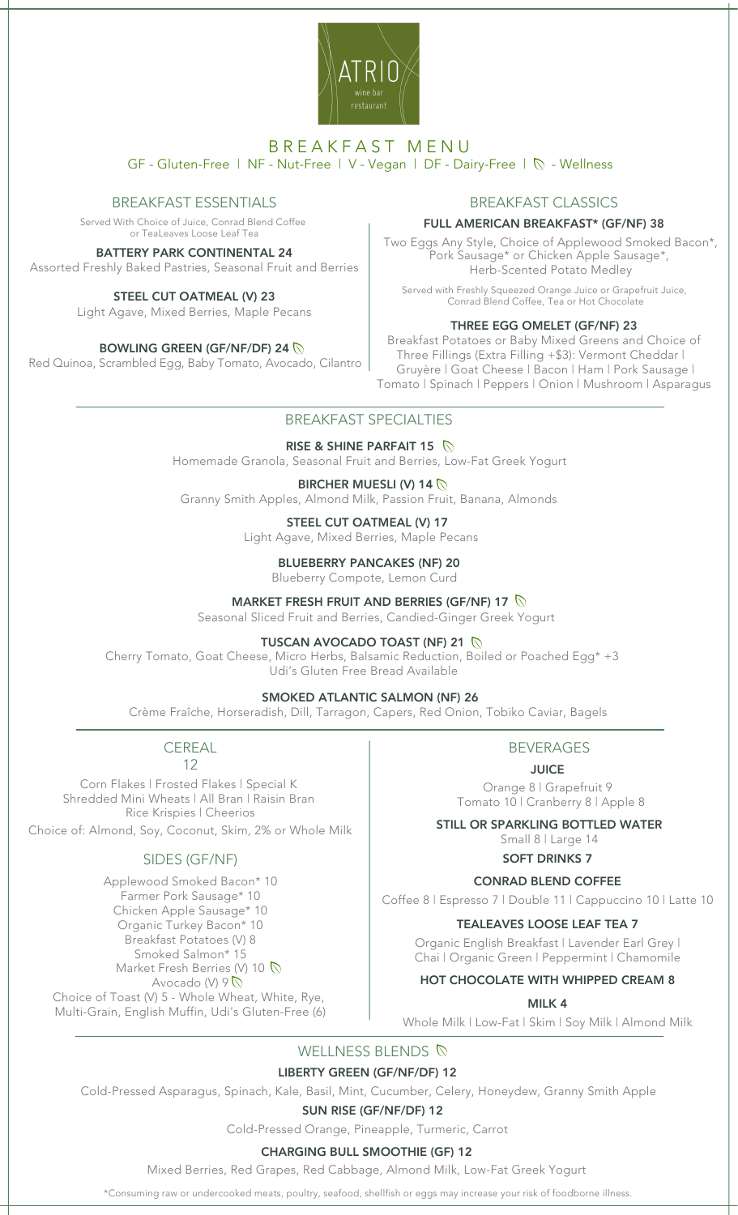# ATRIO

wine bar restaurant

# BREAKFAST MENU

GF - Gluten-Free | NF - Nut-Free | V - Vegan | DF - Dairy-Free | 🌿 - Wellness

## BREAKFAST ESSENTIALS

Served With Choice of Juice, Conrad Blend Coffee or TeaLeaves Loose Leaf Tea

**BATTERY PARK CONTINENTAL 24**
Assorted Freshly Baked Pastries, Seasonal Fruit and Berries

**STEEL CUT OATMEAL (V) 23**
Light Agave, Mixed Berries, Maple Pecans

**BOWLING GREEN (GF/NF/DF) 24** 🌿
Red Quinoa, Scrambled Egg, Baby Tomato, Avocado, Cilantro

## BREAKFAST CLASSICS

**FULL AMERICAN BREAKFAST* (GF/NF) 38**
Two Eggs Any Style, Choice of Applewood Smoked Bacon*, Pork Sausage* or Chicken Apple Sausage*, Herb-Scented Potato Medley

Served with Freshly Squeezed Orange Juice or Grapefruit Juice, Conrad Blend Coffee, Tea or Hot Chocolate

**THREE EGG OMELET (GF/NF) 23**
Breakfast Potatoes or Baby Mixed Greens and Choice of Three Fillings (Extra Filling +$3): Vermont Cheddar | Gruyère | Goat Cheese | Bacon | Ham | Pork Sausage | Tomato | Spinach | Peppers | Onion | Mushroom | Asparagus

## BREAKFAST SPECIALTIES

**RISE & SHINE PARFAIT 15** 🌿
Homemade Granola, Seasonal Fruit and Berries, Low-Fat Greek Yogurt

**BIRCHER MUESLI (V) 14** 🌿
Granny Smith Apples, Almond Milk, Passion Fruit, Banana, Almonds

**STEEL CUT OATMEAL (V) 17**
Light Agave, Mixed Berries, Maple Pecans

**BLUEBERRY PANCAKES (NF) 20**
Blueberry Compote, Lemon Curd

**MARKET FRESH FRUIT AND BERRIES (GF/NF) 17** 🌿
Seasonal Sliced Fruit and Berries, Candied-Ginger Greek Yogurt

**TUSCAN AVOCADO TOAST (NF) 21** 🌿
Cherry Tomato, Goat Cheese, Micro Herbs, Balsamic Reduction, Boiled or Poached Egg* +3
Udi's Gluten Free Bread Available

**SMOKED ATLANTIC SALMON (NF) 26**
Crème Fraîche, Horseradish, Dill, Tarragon, Capers, Red Onion, Tobiko Caviar, Bagels

## CEREAL
12

Corn Flakes | Frosted Flakes | Special K
Shredded Mini Wheats | All Bran | Raisin Bran
Rice Krispies | Cheerios

Choice of: Almond, Soy, Coconut, Skim, 2% or Whole Milk

## SIDES (GF/NF)

Applewood Smoked Bacon* 10
Farmer Pork Sausage* 10
Chicken Apple Sausage* 10
Organic Turkey Bacon* 10
Breakfast Potatoes (V) 8
Smoked Salmon* 15
Market Fresh Berries (V) 10 🌿
Avocado (V) 9 🌿
Choice of Toast (V) 5 - Whole Wheat, White, Rye, Multi-Grain, English Muffin, Udi's Gluten-Free (6)

## BEVERAGES

**JUICE**
Orange 8 | Grapefruit 9
Tomato 10 | Cranberry 8 | Apple 8

**STILL OR SPARKLING BOTTLED WATER**
Small 8 | Large 14

**SOFT DRINKS 7**

**CONRAD BLEND COFFEE**
Coffee 8 | Espresso 7 | Double 11 | Cappuccino 10 | Latte 10

**TEALEAVES LOOSE LEAF TEA 7**
Organic English Breakfast | Lavender Earl Grey | Chai | Organic Green | Peppermint | Chamomile

**HOT CHOCOLATE WITH WHIPPED CREAM 8**

**MILK 4**
Whole Milk | Low-Fat | Skim | Soy Milk | Almond Milk

## WELLNESS BLENDS 🌿

**LIBERTY GREEN (GF/NF/DF) 12**
Cold-Pressed Asparagus, Spinach, Kale, Basil, Mint, Cucumber, Celery, Honeydew, Granny Smith Apple

**SUN RISE (GF/NF/DF) 12**
Cold-Pressed Orange, Pineapple, Turmeric, Carrot

**CHARGING BULL SMOOTHIE (GF) 12**
Mixed Berries, Red Grapes, Red Cabbage, Almond Milk, Low-Fat Greek Yogurt

*Consuming raw or undercooked meats, poultry, seafood, shellfish or eggs may increase your risk of foodborne illness.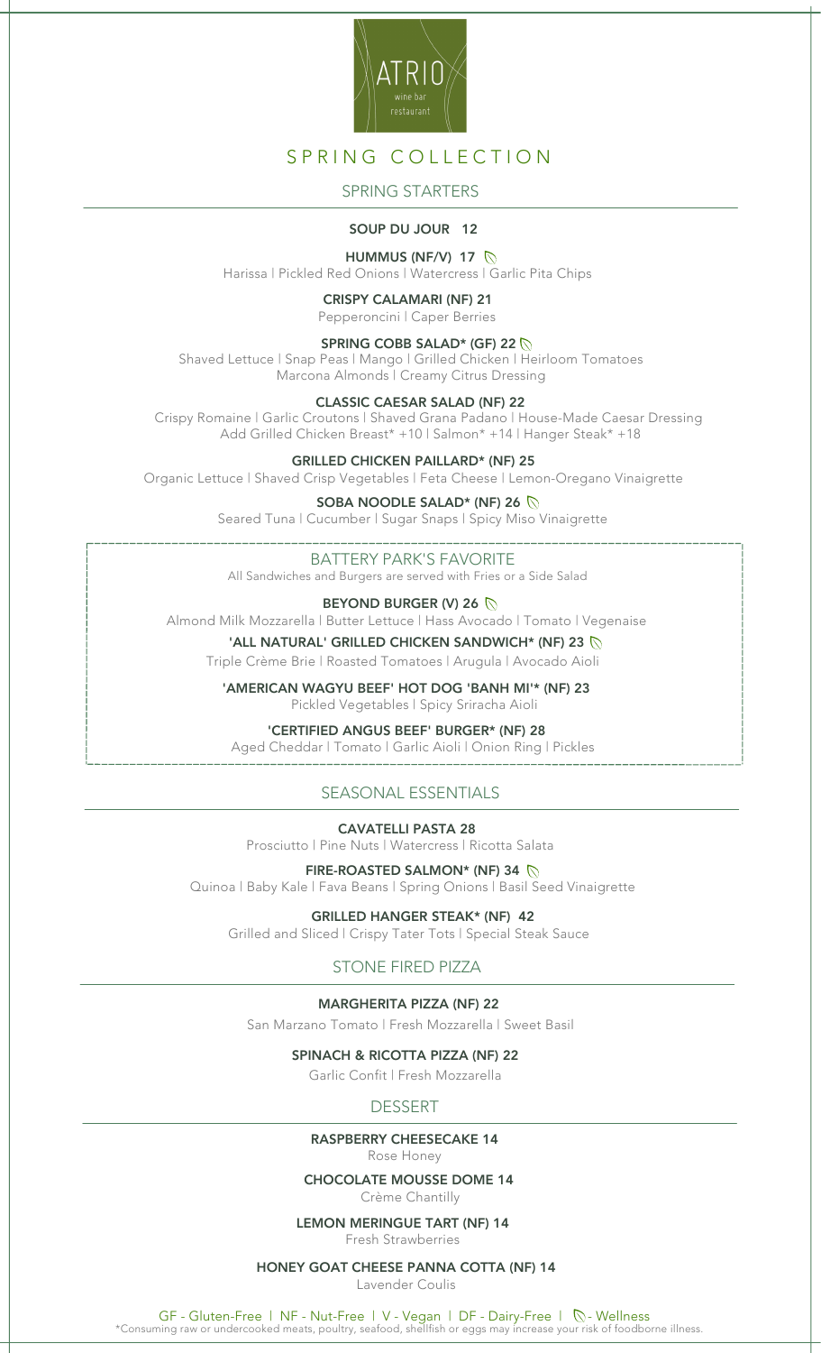ATRIO
wine bar
restaurant

# SPRING COLLECTION

## SPRING STARTERS

**SOUP DU JOUR 12**

**HUMMUS (NF/V) 17**
Harissa | Pickled Red Onions | Watercress | Garlic Pita Chips

**CRISPY CALAMARI (NF) 21**
Pepperoncini | Caper Berries

**SPRING COBB SALAD* (GF) 22**
Shaved Lettuce | Snap Peas | Mango | Grilled Chicken | Heirloom Tomatoes
Marcona Almonds | Creamy Citrus Dressing

**CLASSIC CAESAR SALAD (NF) 22**
Crispy Romaine | Garlic Croutons | Shaved Grana Padano | House-Made Caesar Dressing
Add Grilled Chicken Breast* +10 | Salmon* +14 | Hanger Steak* +18

**GRILLED CHICKEN PAILLARD* (NF) 25**
Organic Lettuce | Shaved Crisp Vegetables | Feta Cheese | Lemon-Oregano Vinaigrette

**SOBA NOODLE SALAD* (NF) 26**
Seared Tuna | Cucumber | Sugar Snaps | Spicy Miso Vinaigrette

## BATTERY PARK'S FAVORITE

All Sandwiches and Burgers are served with Fries or a Side Salad

**BEYOND BURGER (V) 26**
Almond Milk Mozzarella | Butter Lettuce | Hass Avocado | Tomato | Vegenaise

**'ALL NATURAL' GRILLED CHICKEN SANDWICH* (NF) 23**
Triple Crème Brie | Roasted Tomatoes | Arugula | Avocado Aioli

**'AMERICAN WAGYU BEEF' HOT DOG 'BANH MI'* (NF) 23**
Pickled Vegetables | Spicy Sriracha Aioli

**'CERTIFIED ANGUS BEEF' BURGER* (NF) 28**
Aged Cheddar | Tomato | Garlic Aioli | Onion Ring | Pickles

## SEASONAL ESSENTIALS

**CAVATELLI PASTA 28**
Prosciutto | Pine Nuts | Watercress | Ricotta Salata

**FIRE-ROASTED SALMON* (NF) 34**
Quinoa | Baby Kale | Fava Beans | Spring Onions | Basil Seed Vinaigrette

**GRILLED HANGER STEAK* (NF) 42**
Grilled and Sliced | Crispy Tater Tots | Special Steak Sauce

## STONE FIRED PIZZA

**MARGHERITA PIZZA (NF) 22**
San Marzano Tomato | Fresh Mozzarella | Sweet Basil

**SPINACH & RICOTTA PIZZA (NF) 22**
Garlic Confit | Fresh Mozzarella

## DESSERT

**RASPBERRY CHEESECAKE 14**
Rose Honey

**CHOCOLATE MOUSSE DOME 14**
Crème Chantilly

**LEMON MERINGUE TART (NF) 14**
Fresh Strawberries

**HONEY GOAT CHEESE PANNA COTTA (NF) 14**
Lavender Coulis

GF - Gluten-Free | NF - Nut-Free | V - Vegan | DF - Dairy-Free | Wellness
*Consuming raw or undercooked meats, poultry, seafood, shellfish or eggs may increase your risk of foodborne illness.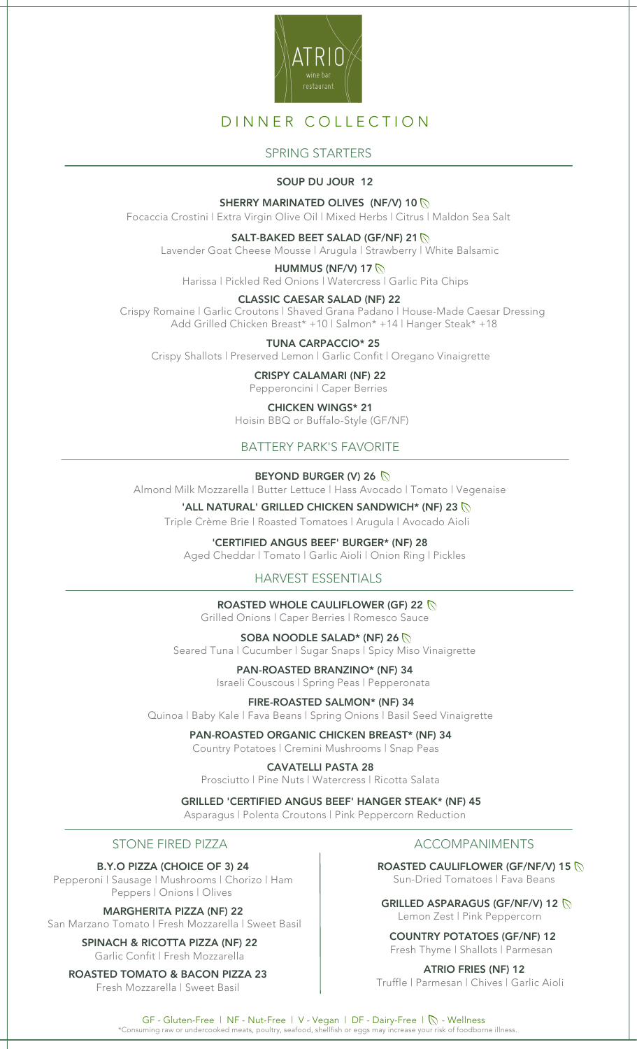ATRIO
wine bar
restaurant

# DINNER COLLECTION

## SPRING STARTERS

**SOUP DU JOUR 12**

**SHERRY MARINATED OLIVES (NF/V) 10**
Focaccia Crostini | Extra Virgin Olive Oil | Mixed Herbs | Citrus | Maldon Sea Salt

**SALT-BAKED BEET SALAD (GF/NF) 21**
Lavender Goat Cheese Mousse | Arugula | Strawberry | White Balsamic

**HUMMUS (NF/V) 17**
Harissa | Pickled Red Onions | Watercress | Garlic Pita Chips

**CLASSIC CAESAR SALAD (NF) 22**
Crispy Romaine | Garlic Croutons | Shaved Grana Padano | House-Made Caesar Dressing
Add Grilled Chicken Breast* +10 | Salmon* +14 | Hanger Steak* +18

**TUNA CARPACCIO* 25**
Crispy Shallots | Preserved Lemon | Garlic Confit | Oregano Vinaigrette

**CRISPY CALAMARI (NF) 22**
Pepperoncini | Caper Berries

**CHICKEN WINGS* 21**
Hoisin BBQ or Buffalo-Style (GF/NF)

## BATTERY PARK'S FAVORITE

**BEYOND BURGER (V) 26**
Almond Milk Mozzarella | Butter Lettuce | Hass Avocado | Tomato | Vegenaise

**'ALL NATURAL' GRILLED CHICKEN SANDWICH* (NF) 23**
Triple Crème Brie | Roasted Tomatoes | Arugula | Avocado Aioli

**'CERTIFIED ANGUS BEEF' BURGER* (NF) 28**
Aged Cheddar | Tomato | Garlic Aioli | Onion Ring | Pickles

## HARVEST ESSENTIALS

**ROASTED WHOLE CAULIFLOWER (GF) 22**
Grilled Onions | Caper Berries | Romesco Sauce

**SOBA NOODLE SALAD* (NF) 26**
Seared Tuna | Cucumber | Sugar Snaps | Spicy Miso Vinaigrette

**PAN-ROASTED BRANZINO* (NF) 34**
Israeli Couscous | Spring Peas | Pepperonata

**FIRE-ROASTED SALMON* (NF) 34**
Quinoa | Baby Kale | Fava Beans | Spring Onions | Basil Seed Vinaigrette

**PAN-ROASTED ORGANIC CHICKEN BREAST* (NF) 34**
Country Potatoes | Cremini Mushrooms | Snap Peas

**CAVATELLI PASTA 28**
Prosciutto | Pine Nuts | Watercress | Ricotta Salata

**GRILLED 'CERTIFIED ANGUS BEEF' HANGER STEAK* (NF) 45**
Asparagus | Polenta Croutons | Pink Peppercorn Reduction

## STONE FIRED PIZZA

**B.Y.O PIZZA (CHOICE OF 3) 24**
Pepperoni | Sausage | Mushrooms | Chorizo | Ham
Peppers | Onions | Olives

**MARGHERITA PIZZA (NF) 22**
San Marzano Tomato | Fresh Mozzarella | Sweet Basil

**SPINACH & RICOTTA PIZZA (NF) 22**
Garlic Confit | Fresh Mozzarella

**ROASTED TOMATO & BACON PIZZA 23**
Fresh Mozzarella | Sweet Basil

## ACCOMPANIMENTS

**ROASTED CAULIFLOWER (GF/NF/V) 15**
Sun-Dried Tomatoes | Fava Beans

**GRILLED ASPARAGUS (GF/NF/V) 12**
Lemon Zest | Pink Peppercorn

**COUNTRY POTATOES (GF/NF) 12**
Fresh Thyme | Shallots | Parmesan

**ATRIO FRIES (NF) 12**
Truffle | Parmesan | Chives | Garlic Aioli

GF - Gluten-Free | NF - Nut-Free | V - Vegan | DF - Dairy-Free | - Wellness
*Consuming raw or undercooked meats, poultry, seafood, shellfish or eggs may increase your risk of foodborne illness.